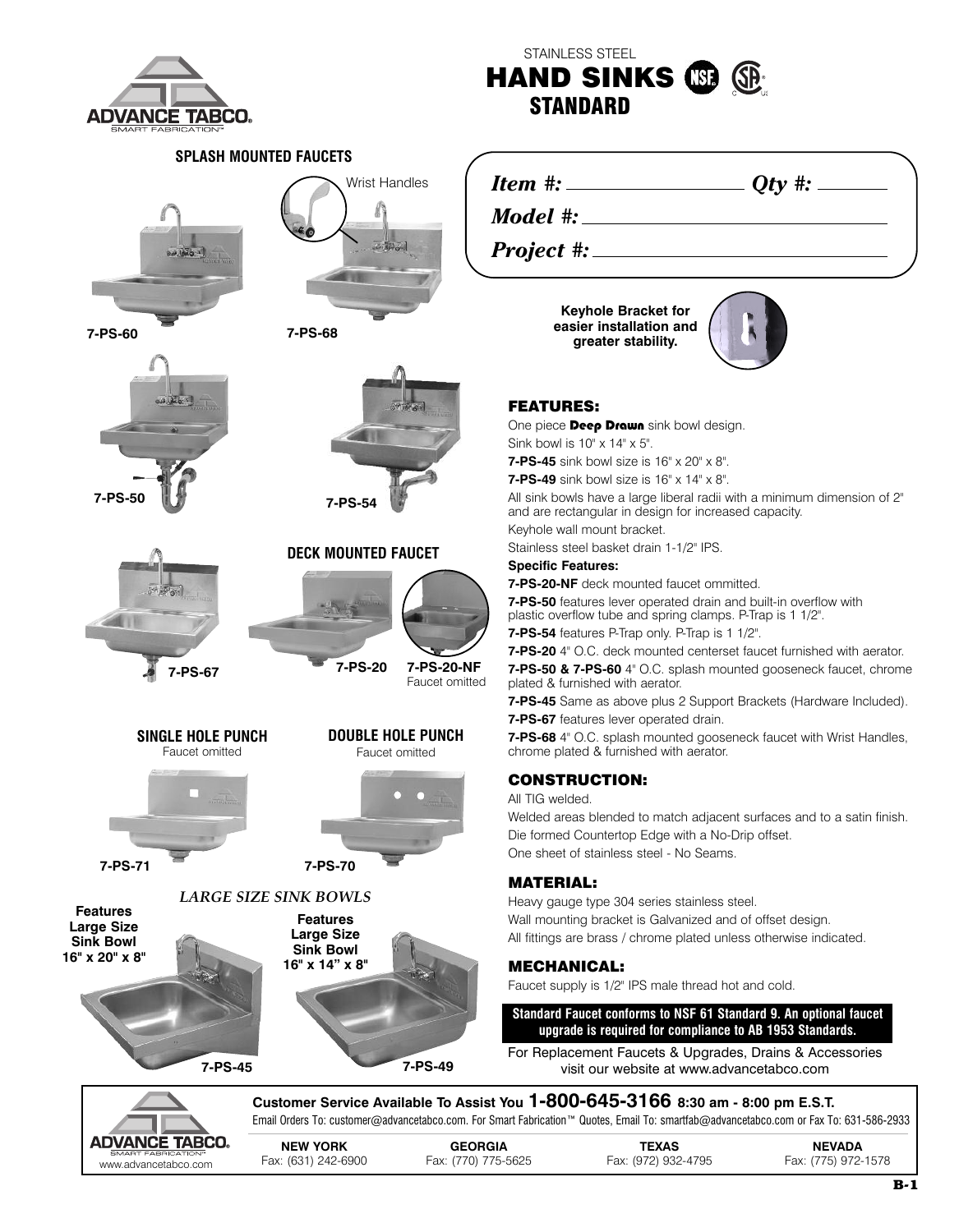STAINLESS STEEL

# HAND SINKS

## STANDARD

**SPLASH MOUNTED FAUCETS**

Wrist Handles

**7-PS-60**

**7-PS-68**

**7-PS-50**

**7-PS-54**

**7-PS-67**

**DECK MOUNTED FAUCET**

**7-PS-20**

**7-PS-20-NF**
Faucet omitted

**SINGLE HOLE PUNCH**
Faucet omitted

**DOUBLE HOLE PUNCH**
Faucet omitted

**7-PS-71**

**7-PS-70**

*LARGE SIZE SINK BOWLS*

**Features Large Size Sink Bowl 16" x 20" x 8"**

**Features Large Size Sink Bowl 16" x 14" x 8"**

**7-PS-45**

**7-PS-49**

*Item #:* ____________ *Qty #:* ______

*Model #:* ____________

*Project #:* ____________

**Keyhole Bracket for easier installation and greater stability.**

### FEATURES:

One piece **Deep Drawn** sink bowl design.
Sink bowl is 10" x 14" x 5".
**7-PS-45** sink bowl size is 16" x 20" x 8".
**7-PS-49** sink bowl size is 16" x 14" x 8".
All sink bowls have a large liberal radii with a minimum dimension of 2" and are rectangular in design for increased capacity.
Keyhole wall mount bracket.
Stainless steel basket drain 1-1/2" IPS.

**Specific Features:**

**7-PS-20-NF** deck mounted faucet ommitted.
**7-PS-50** features lever operated drain and built-in overflow with plastic overflow tube and spring clamps. P-Trap is 1 1/2".
**7-PS-54** features P-Trap only. P-Trap is 1 1/2".
**7-PS-20** 4" O.C. deck mounted centerset faucet furnished with aerator.
**7-PS-50 & 7-PS-60** 4" O.C. splash mounted gooseneck faucet, chrome plated & furnished with aerator.
**7-PS-45** Same as above plus 2 Support Brackets (Hardware Included).
**7-PS-67** features lever operated drain.
**7-PS-68** 4" O.C. splash mounted gooseneck faucet with Wrist Handles, chrome plated & furnished with aerator.

### CONSTRUCTION:

All TIG welded.
Welded areas blended to match adjacent surfaces and to a satin finish.
Die formed Countertop Edge with a No-Drip offset.
One sheet of stainless steel - No Seams.

### MATERIAL:

Heavy gauge type 304 series stainless steel.
Wall mounting bracket is Galvanized and of offset design.
All fittings are brass / chrome plated unless otherwise indicated.

### MECHANICAL:

Faucet supply is 1/2" IPS male thread hot and cold.

**Standard Faucet conforms to NSF 61 Standard 9. An optional faucet upgrade is required for compliance to AB 1953 Standards.**

For Replacement Faucets & Upgrades, Drains & Accessories visit our website at www.advancetabco.com

**Customer Service Available To Assist You 1-800-645-3166 8:30 am - 8:00 pm E.S.T.**

Email Orders To: customer@advancetabco.com. For Smart Fabrication™ Quotes, Email To: smartfab@advancetabco.com or Fax To: 631-586-2933

www.advancetabco.com

| NEW YORK | GEORGIA | TEXAS | NEVADA |
|---|---|---|---|
| Fax: (631) 242-6900 | Fax: (770) 775-5625 | Fax: (972) 932-4795 | Fax: (775) 972-1578 |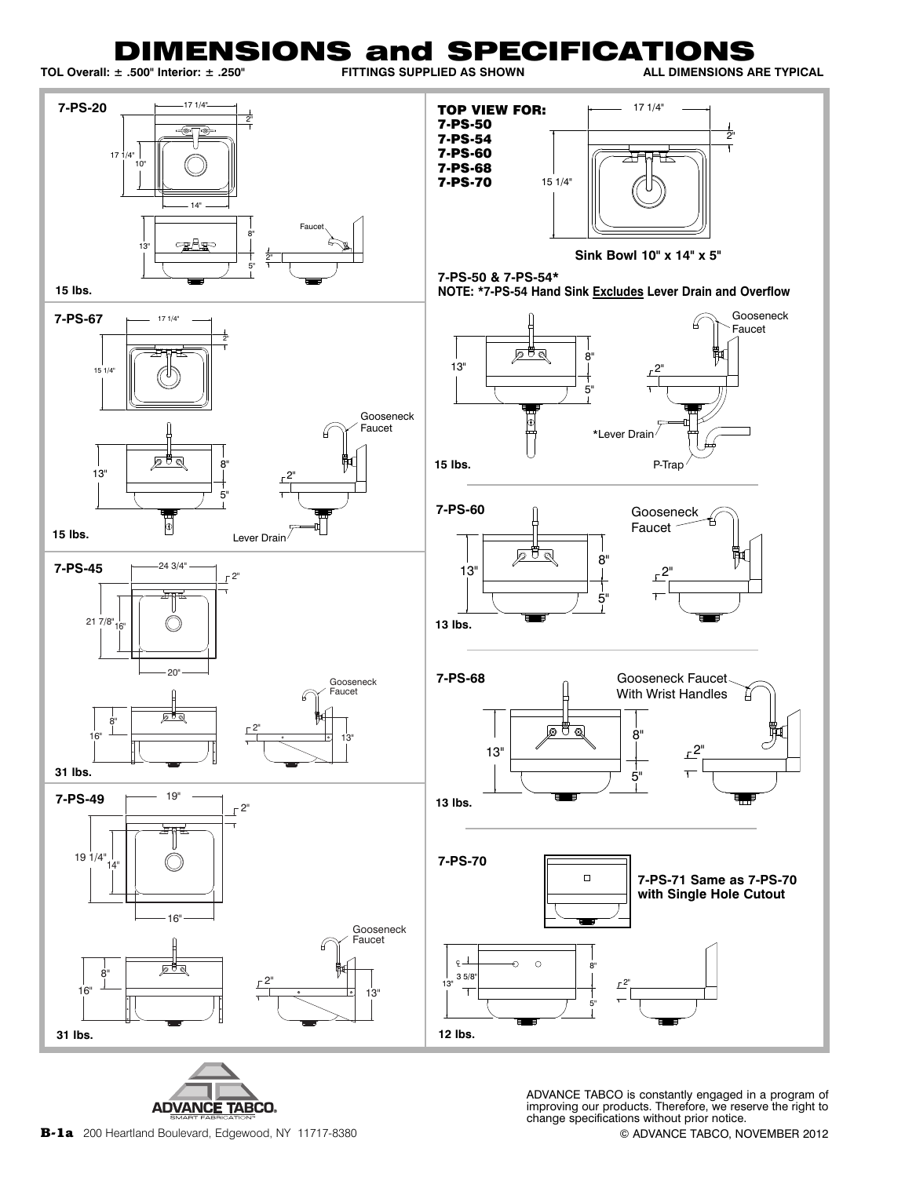# DIMENSIONS and SPECIFICATIONS

TOL Overall: ± .500" Interior: ± .250" FITTINGS SUPPLIED AS SHOWN ALL DIMENSIONS ARE TYPICAL

## 7-PS-20

17 1/4"
2"
17 1/4"
10"
14"
8"
13"
5"
2"
Faucet

15 lbs.

## TOP VIEW FOR: 7-PS-50 7-PS-54 7-PS-60 7-PS-68 7-PS-70

17 1/4"
2"
15 1/4"

**Sink Bowl 10" x 14" x 5"**

## 7-PS-67

17 1/4"
2"
15 1/4"
13"
8"
5"
2"
Gooseneck Faucet
Lever Drain

15 lbs.

## 7-PS-50 & 7-PS-54*

**NOTE: *7-PS-54 Hand Sink Excludes Lever Drain and Overflow**

13"
8"
5"
2"
Gooseneck Faucet
*Lever Drain
P-Trap

15 lbs.

## 7-PS-60

13"
8"
5"
2"
Gooseneck Faucet

13 lbs.

## 7-PS-45

24 3/4"
2"
21 7/8"
16"
20"
8"
16"
2"
13"
Gooseneck Faucet

31 lbs.

## 7-PS-68

Gooseneck Faucet With Wrist Handles
13"
8"
5"
2"

13 lbs.

## 7-PS-49

19"
2"
19 1/4"
14"
16"
8"
16"
2"
13"
Gooseneck Faucet

31 lbs.

## 7-PS-70

**7-PS-71 Same as 7-PS-70 with Single Hole Cutout**

3 5/8"
13"
8"
5"
2"

12 lbs.

ADVANCE TABCO. SMART FABRICATION™

B-1a 200 Heartland Boulevard, Edgewood, NY 11717-8380

ADVANCE TABCO is constantly engaged in a program of improving our products. Therefore, we reserve the right to change specifications without prior notice.

© ADVANCE TABCO, NOVEMBER 2012